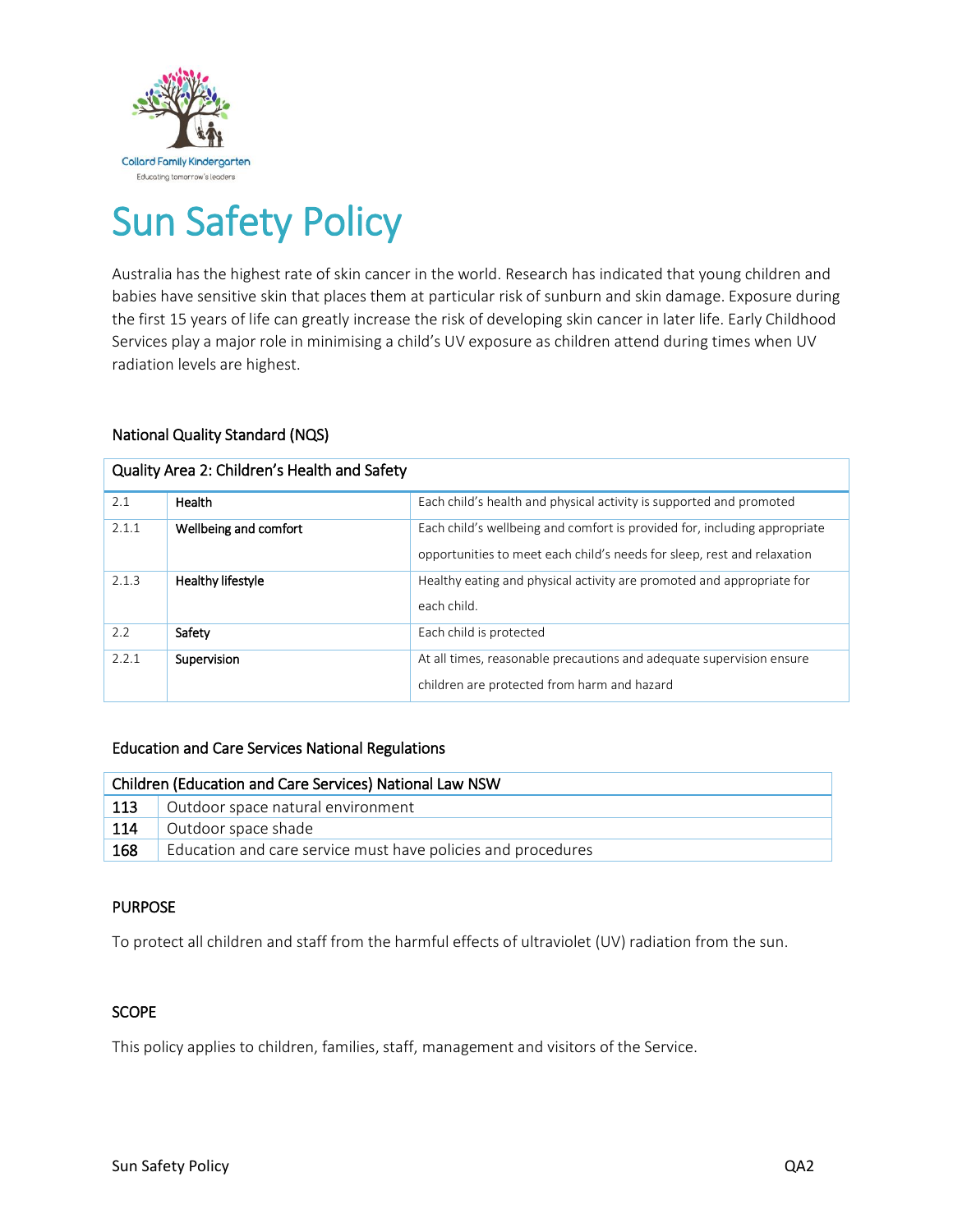Collard Family Kindergarten
Educating tomorrow's leaders

# Sun Safety Policy

Australia has the highest rate of skin cancer in the world. Research has indicated that young children and babies have sensitive skin that places them at particular risk of sunburn and skin damage. Exposure during the first 15 years of life can greatly increase the risk of developing skin cancer in later life. Early Childhood Services play a major role in minimising a child's UV exposure as children attend during times when UV radiation levels are highest.

## National Quality Standard (NQS)

| Quality Area 2: Children's Health and Safety | | |
|---|---|---|
| 2.1 | **Health** | Each child's health and physical activity is supported and promoted |
| 2.1.1 | **Wellbeing and comfort** | Each child's wellbeing and comfort is provided for, including appropriate opportunities to meet each child's needs for sleep, rest and relaxation |
| 2.1.3 | **Healthy lifestyle** | Healthy eating and physical activity are promoted and appropriate for each child. |
| 2.2 | **Safety** | Each child is protected |
| 2.2.1 | **Supervision** | At all times, reasonable precautions and adequate supervision ensure children are protected from harm and hazard |

## Education and Care Services National Regulations

| Children (Education and Care Services) National Law NSW | |
|---|---|
| 113 | Outdoor space natural environment |
| 114 | Outdoor space shade |
| 168 | Education and care service must have policies and procedures |

## PURPOSE

To protect all children and staff from the harmful effects of ultraviolet (UV) radiation from the sun.

## SCOPE

This policy applies to children, families, staff, management and visitors of the Service.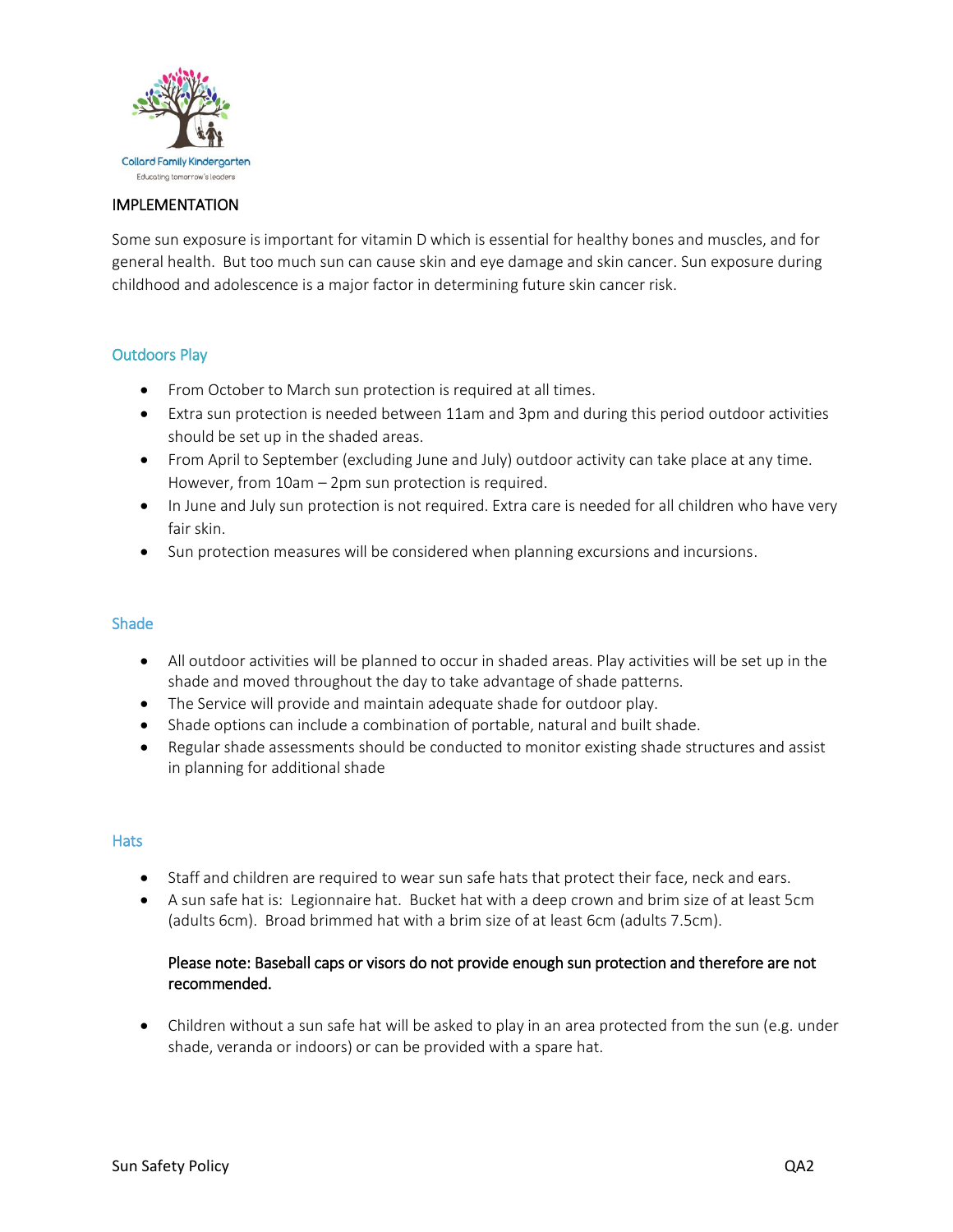## IMPLEMENTATION

Some sun exposure is important for vitamin D which is essential for healthy bones and muscles, and for general health. But too much sun can cause skin and eye damage and skin cancer. Sun exposure during childhood and adolescence is a major factor in determining future skin cancer risk.

### Outdoors Play

- From October to March sun protection is required at all times.
- Extra sun protection is needed between 11am and 3pm and during this period outdoor activities should be set up in the shaded areas.
- From April to September (excluding June and July) outdoor activity can take place at any time. However, from 10am – 2pm sun protection is required.
- In June and July sun protection is not required. Extra care is needed for all children who have very fair skin.
- Sun protection measures will be considered when planning excursions and incursions.

### Shade

- All outdoor activities will be planned to occur in shaded areas. Play activities will be set up in the shade and moved throughout the day to take advantage of shade patterns.
- The Service will provide and maintain adequate shade for outdoor play.
- Shade options can include a combination of portable, natural and built shade.
- Regular shade assessments should be conducted to monitor existing shade structures and assist in planning for additional shade

### Hats

- Staff and children are required to wear sun safe hats that protect their face, neck and ears.
- A sun safe hat is: Legionnaire hat. Bucket hat with a deep crown and brim size of at least 5cm (adults 6cm). Broad brimmed hat with a brim size of at least 6cm (adults 7.5cm).

  **Please note: Baseball caps or visors do not provide enough sun protection and therefore are not recommended.**

- Children without a sun safe hat will be asked to play in an area protected from the sun (e.g. under shade, veranda or indoors) or can be provided with a spare hat.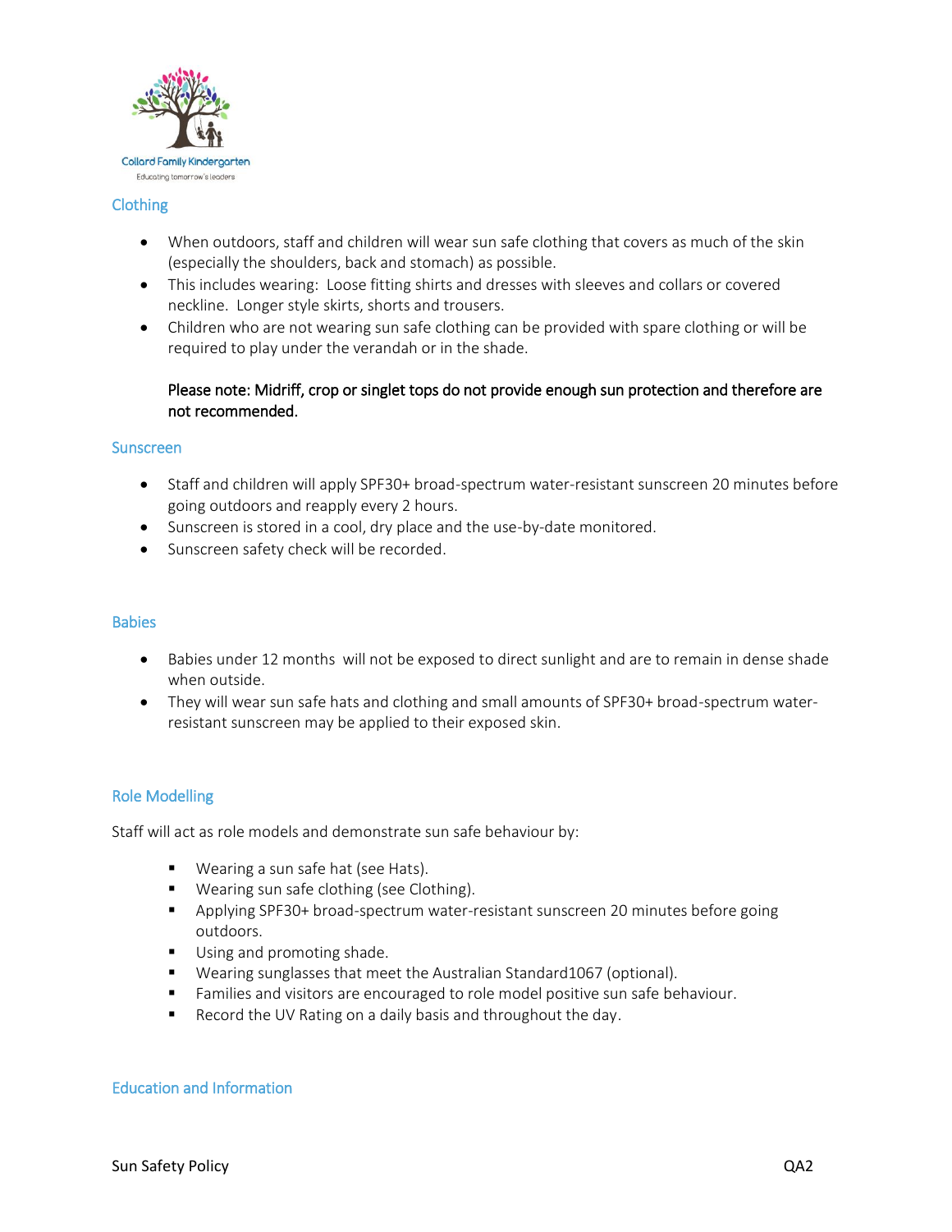## Clothing

- When outdoors, staff and children will wear sun safe clothing that covers as much of the skin (especially the shoulders, back and stomach) as possible.
- This includes wearing: Loose fitting shirts and dresses with sleeves and collars or covered neckline. Longer style skirts, shorts and trousers.
- Children who are not wearing sun safe clothing can be provided with spare clothing or will be required to play under the verandah or in the shade.

  Please note: Midriff, crop or singlet tops do not provide enough sun protection and therefore are not recommended.

## Sunscreen

- Staff and children will apply SPF30+ broad-spectrum water-resistant sunscreen 20 minutes before going outdoors and reapply every 2 hours.
- Sunscreen is stored in a cool, dry place and the use-by-date monitored.
- Sunscreen safety check will be recorded.

## Babies

- Babies under 12 months will not be exposed to direct sunlight and are to remain in dense shade when outside.
- They will wear sun safe hats and clothing and small amounts of SPF30+ broad-spectrum water-resistant sunscreen may be applied to their exposed skin.

## Role Modelling

Staff will act as role models and demonstrate sun safe behaviour by:

- Wearing a sun safe hat (see Hats).
- Wearing sun safe clothing (see Clothing).
- Applying SPF30+ broad-spectrum water-resistant sunscreen 20 minutes before going outdoors.
- Using and promoting shade.
- Wearing sunglasses that meet the Australian Standard1067 (optional).
- Families and visitors are encouraged to role model positive sun safe behaviour.
- Record the UV Rating on a daily basis and throughout the day.

## Education and Information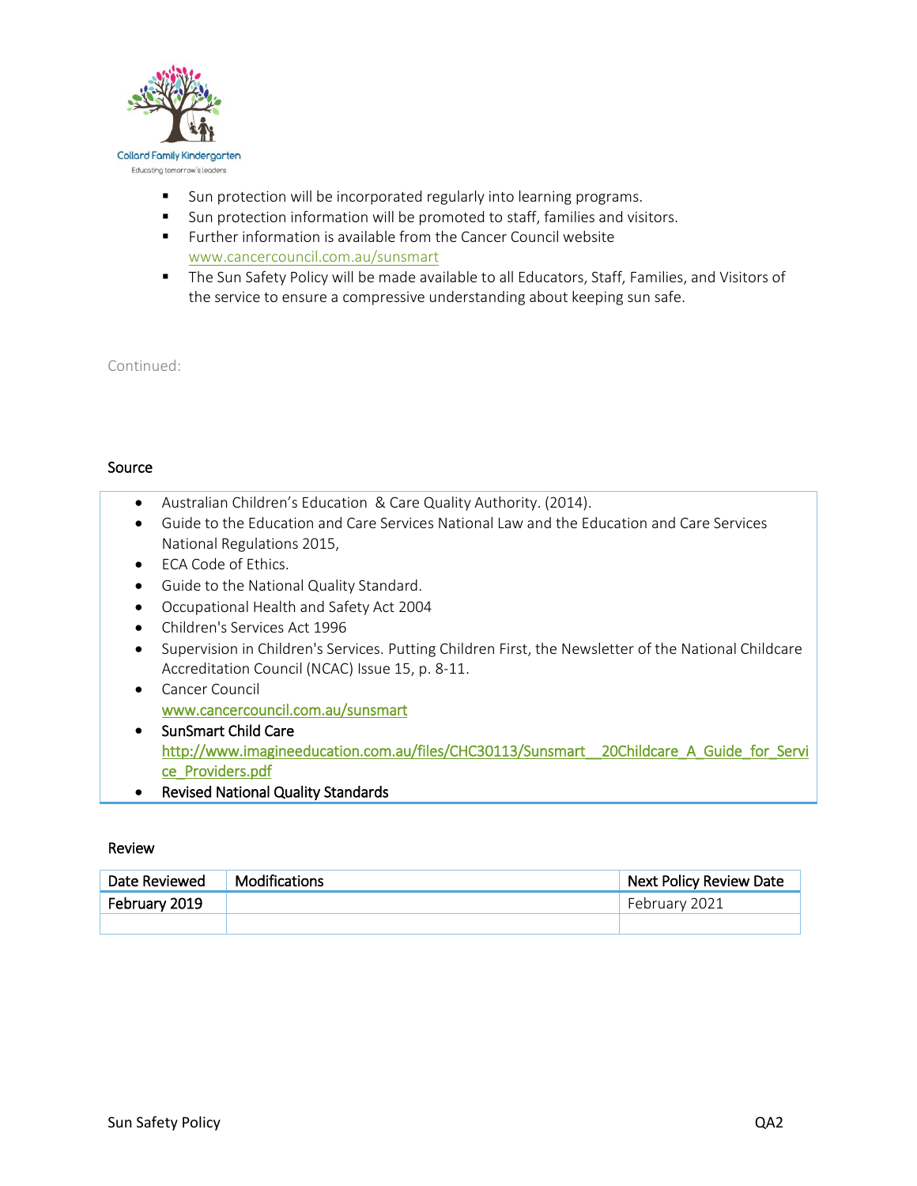- Sun protection will be incorporated regularly into learning programs.
- Sun protection information will be promoted to staff, families and visitors.
- Further information is available from the Cancer Council website www.cancercouncil.com.au/sunsmart
- The Sun Safety Policy will be made available to all Educators, Staff, Families, and Visitors of the service to ensure a compressive understanding about keeping sun safe.

Continued:

## Source

- Australian Children's Education & Care Quality Authority. (2014).
- Guide to the Education and Care Services National Law and the Education and Care Services National Regulations 2015,
- ECA Code of Ethics.
- Guide to the National Quality Standard.
- Occupational Health and Safety Act 2004
- Children's Services Act 1996
- Supervision in Children's Services. Putting Children First, the Newsletter of the National Childcare Accreditation Council (NCAC) Issue 15, p. 8-11.
- Cancer Council www.cancercouncil.com.au/sunsmart
- SunSmart Child Care http://www.imagineeducation.com.au/files/CHC30113/Sunsmart__20Childcare_A_Guide_for_Service_Providers.pdf
- Revised National Quality Standards

## Review

| Date Reviewed | Modifications | Next Policy Review Date |
|---|---|---|
| February 2019 | | February 2021 |
| | | |